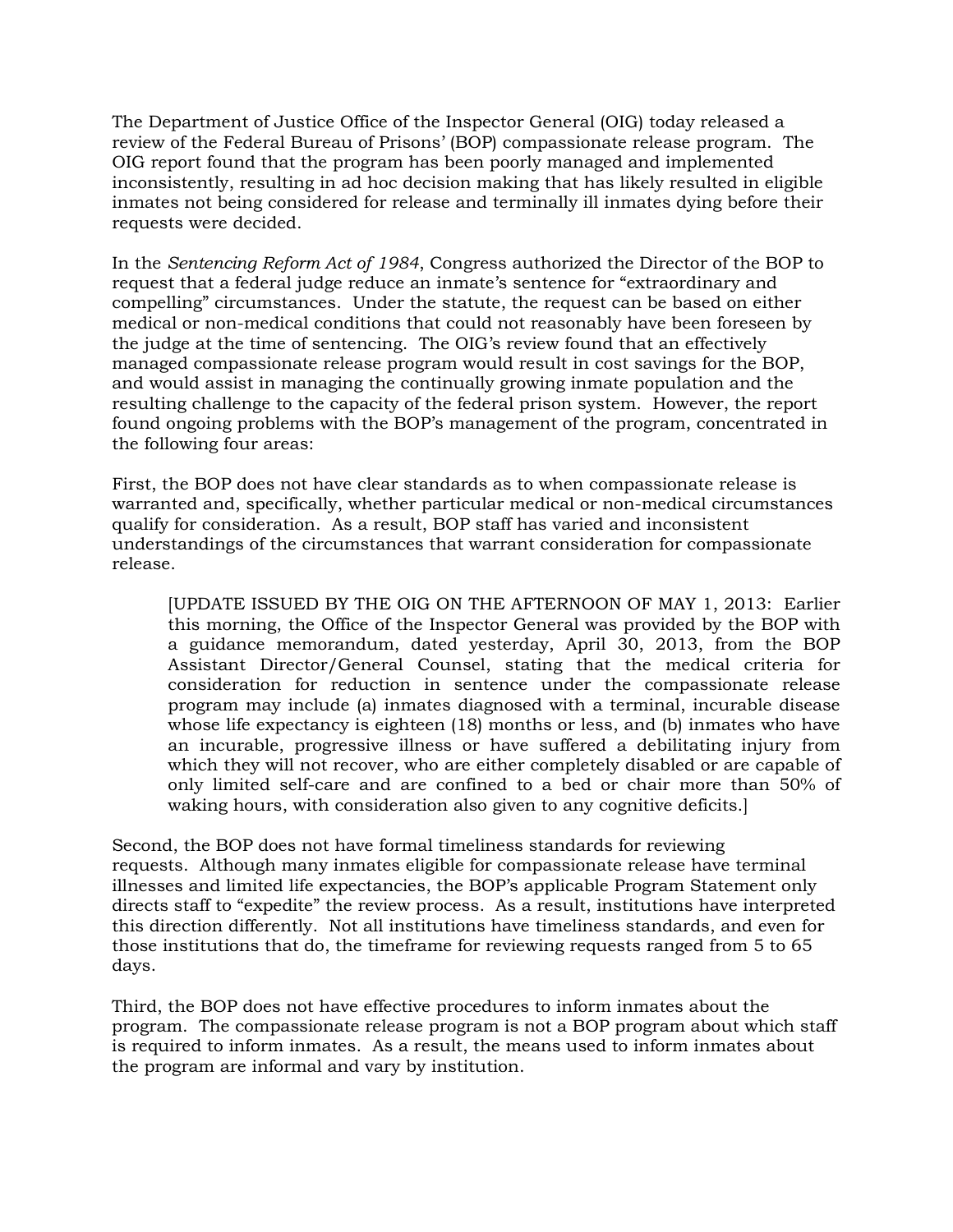The Department of Justice Office of the Inspector General (OIG) today released a review of the Federal Bureau of Prisons' (BOP) compassionate release program. The OIG report found that the program has been poorly managed and implemented inconsistently, resulting in ad hoc decision making that has likely resulted in eligible inmates not being considered for release and terminally ill inmates dying before their requests were decided.

In the *Sentencing Reform Act of 1984*, Congress authorized the Director of the BOP to request that a federal judge reduce an inmate's sentence for "extraordinary and compelling" circumstances. Under the statute, the request can be based on either medical or non-medical conditions that could not reasonably have been foreseen by the judge at the time of sentencing. The OIG's review found that an effectively managed compassionate release program would result in cost savings for the BOP, and would assist in managing the continually growing inmate population and the resulting challenge to the capacity of the federal prison system. However, the report found ongoing problems with the BOP's management of the program, concentrated in the following four areas:

First, the BOP does not have clear standards as to when compassionate release is warranted and, specifically, whether particular medical or non-medical circumstances qualify for consideration. As a result, BOP staff has varied and inconsistent understandings of the circumstances that warrant consideration for compassionate release.

> [UPDATE ISSUED BY THE OIG ON THE AFTERNOON OF MAY 1, 2013: Earlier this morning, the Office of the Inspector General was provided by the BOP with a guidance memorandum, dated yesterday, April 30, 2013, from the BOP Assistant Director/General Counsel, stating that the medical criteria for consideration for reduction in sentence under the compassionate release program may include (a) inmates diagnosed with a terminal, incurable disease whose life expectancy is eighteen (18) months or less, and (b) inmates who have an incurable, progressive illness or have suffered a debilitating injury from which they will not recover, who are either completely disabled or are capable of only limited self-care and are confined to a bed or chair more than 50% of waking hours, with consideration also given to any cognitive deficits.]

Second, the BOP does not have formal timeliness standards for reviewing requests. Although many inmates eligible for compassionate release have terminal illnesses and limited life expectancies, the BOP's applicable Program Statement only directs staff to "expedite" the review process. As a result, institutions have interpreted this direction differently. Not all institutions have timeliness standards, and even for those institutions that do, the timeframe for reviewing requests ranged from 5 to 65 days.

Third, the BOP does not have effective procedures to inform inmates about the program. The compassionate release program is not a BOP program about which staff is required to inform inmates. As a result, the means used to inform inmates about the program are informal and vary by institution.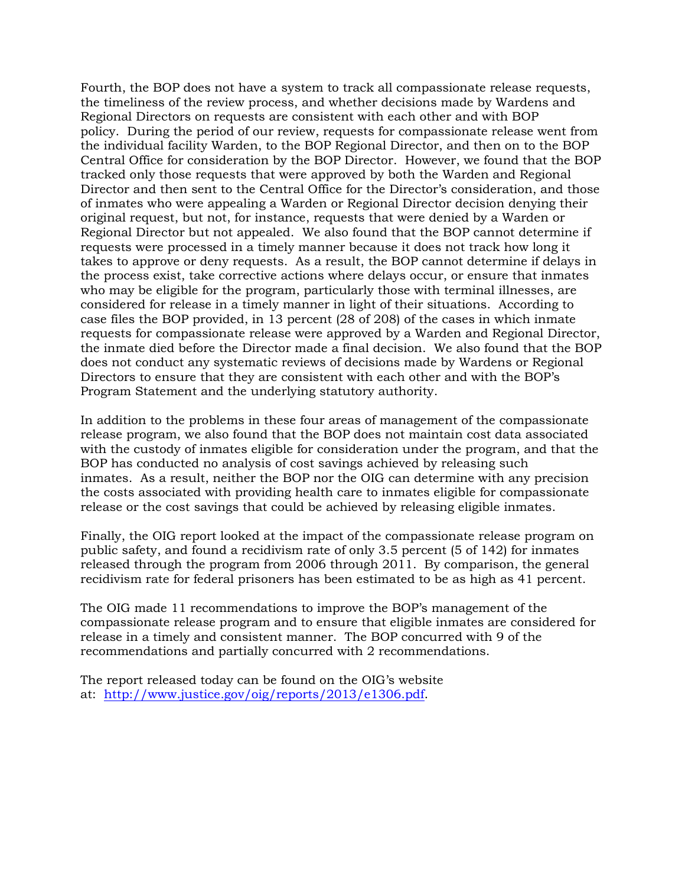Fourth, the BOP does not have a system to track all compassionate release requests, the timeliness of the review process, and whether decisions made by Wardens and Regional Directors on requests are consistent with each other and with BOP policy. During the period of our review, requests for compassionate release went from the individual facility Warden, to the BOP Regional Director, and then on to the BOP Central Office for consideration by the BOP Director. However, we found that the BOP tracked only those requests that were approved by both the Warden and Regional Director and then sent to the Central Office for the Director's consideration, and those of inmates who were appealing a Warden or Regional Director decision denying their original request, but not, for instance, requests that were denied by a Warden or Regional Director but not appealed. We also found that the BOP cannot determine if requests were processed in a timely manner because it does not track how long it takes to approve or deny requests. As a result, the BOP cannot determine if delays in the process exist, take corrective actions where delays occur, or ensure that inmates who may be eligible for the program, particularly those with terminal illnesses, are considered for release in a timely manner in light of their situations. According to case files the BOP provided, in 13 percent (28 of 208) of the cases in which inmate requests for compassionate release were approved by a Warden and Regional Director, the inmate died before the Director made a final decision. We also found that the BOP does not conduct any systematic reviews of decisions made by Wardens or Regional Directors to ensure that they are consistent with each other and with the BOP's Program Statement and the underlying statutory authority.

In addition to the problems in these four areas of management of the compassionate release program, we also found that the BOP does not maintain cost data associated with the custody of inmates eligible for consideration under the program, and that the BOP has conducted no analysis of cost savings achieved by releasing such inmates. As a result, neither the BOP nor the OIG can determine with any precision the costs associated with providing health care to inmates eligible for compassionate release or the cost savings that could be achieved by releasing eligible inmates.

Finally, the OIG report looked at the impact of the compassionate release program on public safety, and found a recidivism rate of only 3.5 percent (5 of 142) for inmates released through the program from 2006 through 2011. By comparison, the general recidivism rate for federal prisoners has been estimated to be as high as 41 percent.

The OIG made 11 recommendations to improve the BOP's management of the compassionate release program and to ensure that eligible inmates are considered for release in a timely and consistent manner. The BOP concurred with 9 of the recommendations and partially concurred with 2 recommendations.

The report released today can be found on the OIG's website at: [http://www.justice.gov/oig/reports/2013/e1306.pdf](http://www.justice.gov/oig/reports/2013/e1306.pdf).